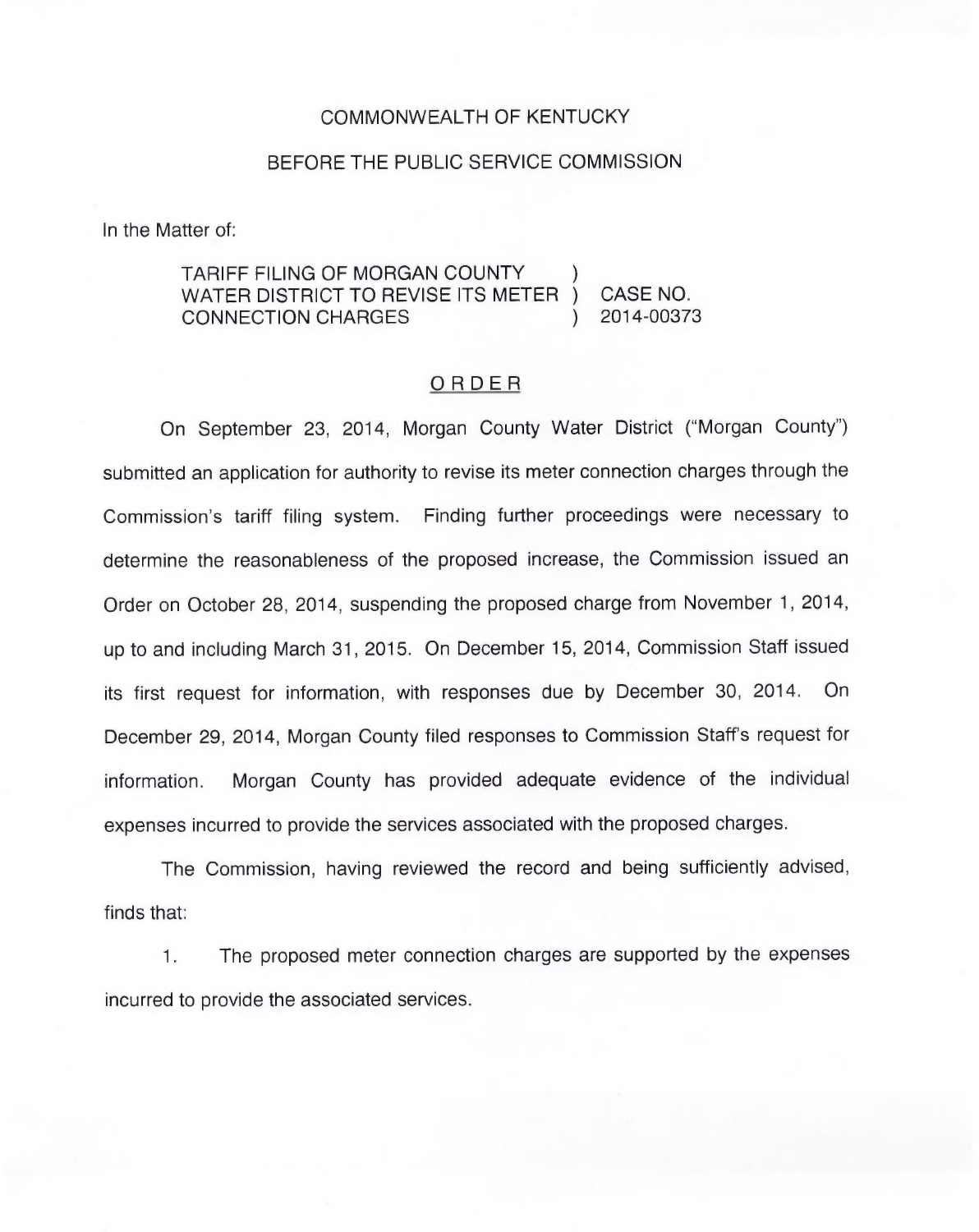COMMONWEALTH OF KENTUCKY

BEFORE THE PUBLIC SERVICE COMMISSION

In the Matter of:

| | | |
|---|---|---|
| TARIFF FILING OF MORGAN COUNTY WATER DISTRICT TO REVISE ITS METER CONNECTION CHARGES | ) | CASE NO. 2014-00373 |

## ORDER

On September 23, 2014, Morgan County Water District ("Morgan County") submitted an application for authority to revise its meter connection charges through the Commission's tariff filing system. Finding further proceedings were necessary to determine the reasonableness of the proposed increase, the Commission issued an Order on October 28, 2014, suspending the proposed charge from November 1, 2014, up to and including March 31, 2015. On December 15, 2014, Commission Staff issued its first request for information, with responses due by December 30, 2014. On December 29, 2014, Morgan County filed responses to Commission Staff's request for information. Morgan County has provided adequate evidence of the individual expenses incurred to provide the services associated with the proposed charges.

The Commission, having reviewed the record and being sufficiently advised, finds that:

1. The proposed meter connection charges are supported by the expenses incurred to provide the associated services.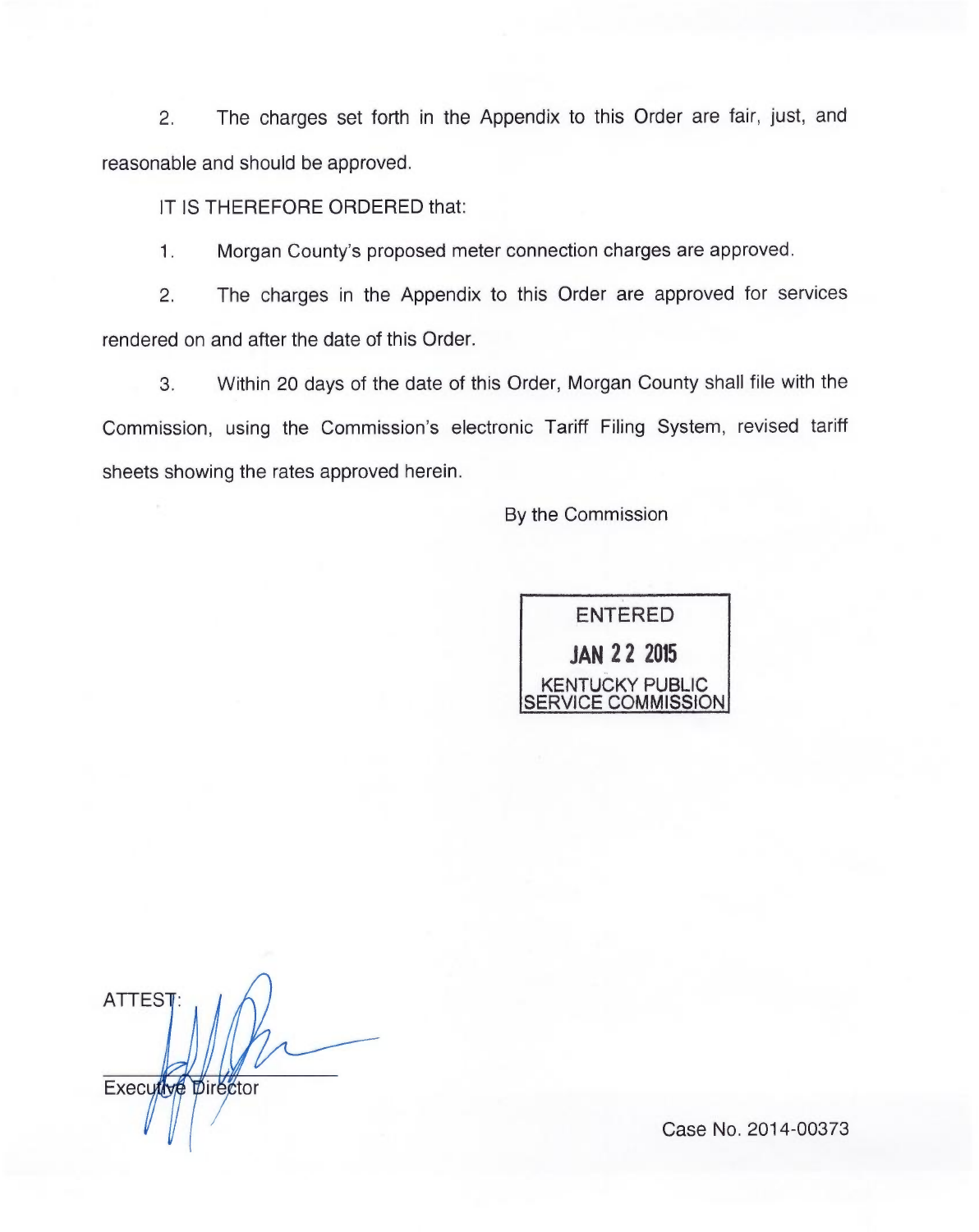2. The charges set forth in the Appendix to this Order are fair, just, and reasonable and should be approved.

IT IS THEREFORE ORDERED that:

1. Morgan County's proposed meter connection charges are approved.

2. The charges in the Appendix to this Order are approved for services rendered on and after the date of this Order.

3. Within 20 days of the date of this Order, Morgan County shall file with the Commission, using the Commission's electronic Tariff Filing System, revised tariff sheets showing the rates approved herein.

By the Commission

ENTERED
JAN 22 2015
KENTUCKY PUBLIC SERVICE COMMISSION

ATTEST:

Executive Director

Case No. 2014-00373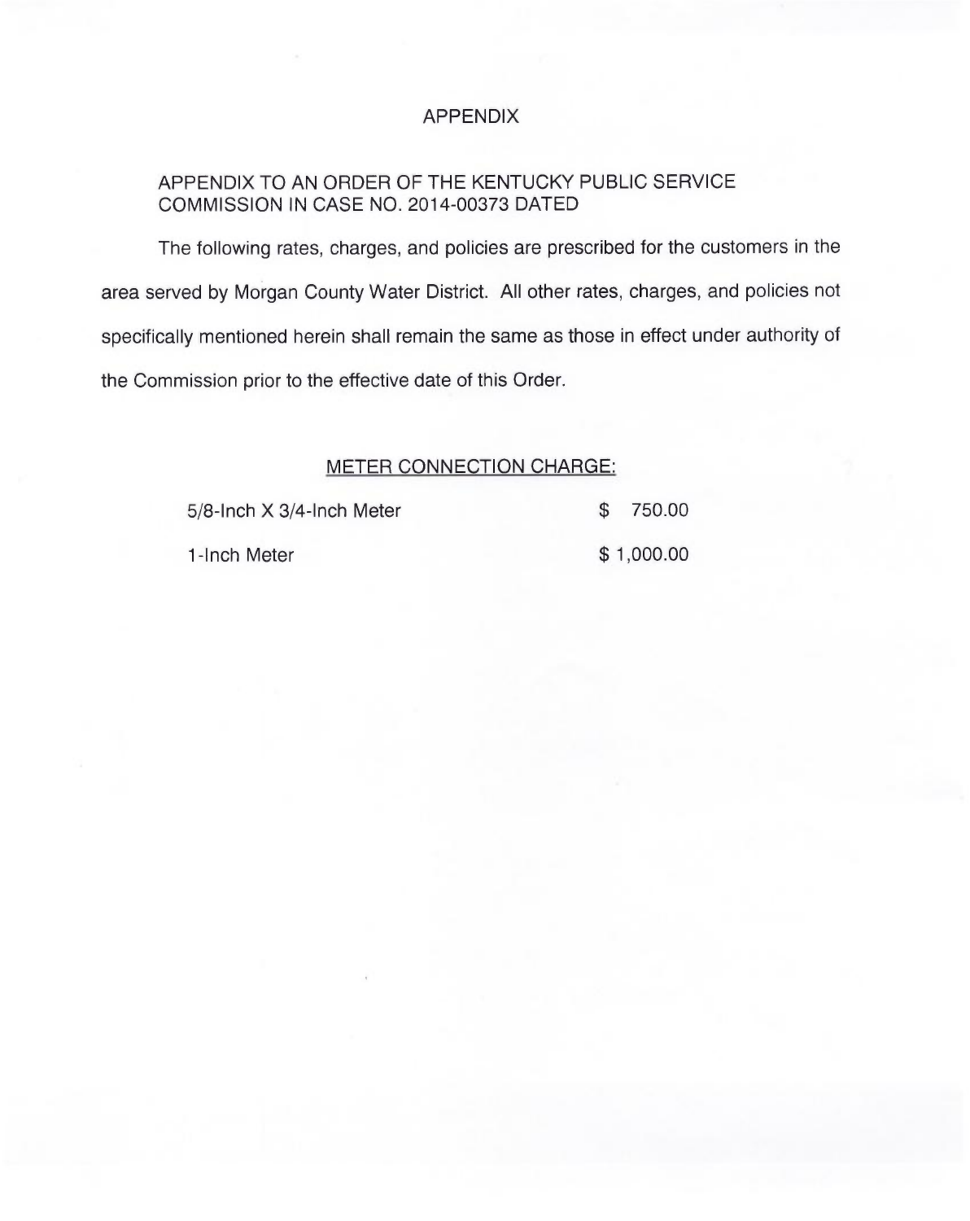# APPENDIX

APPENDIX TO AN ORDER OF THE KENTUCKY PUBLIC SERVICE COMMISSION IN CASE NO. 2014-00373 DATED

The following rates, charges, and policies are prescribed for the customers in the area served by Morgan County Water District. All other rates, charges, and policies not specifically mentioned herein shall remain the same as those in effect under authority of the Commission prior to the effective date of this Order.

## METER CONNECTION CHARGE:

| | |
|---|---|
| 5/8-Inch X 3/4-Inch Meter | $ 750.00 |
| 1-Inch Meter | $ 1,000.00 |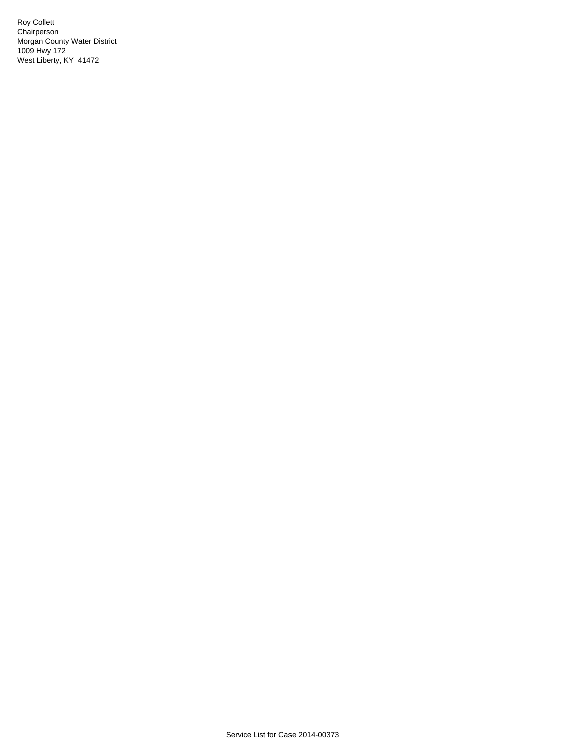Roy Collett
Chairperson
Morgan County Water District
1009 Hwy 172
West Liberty, KY 41472